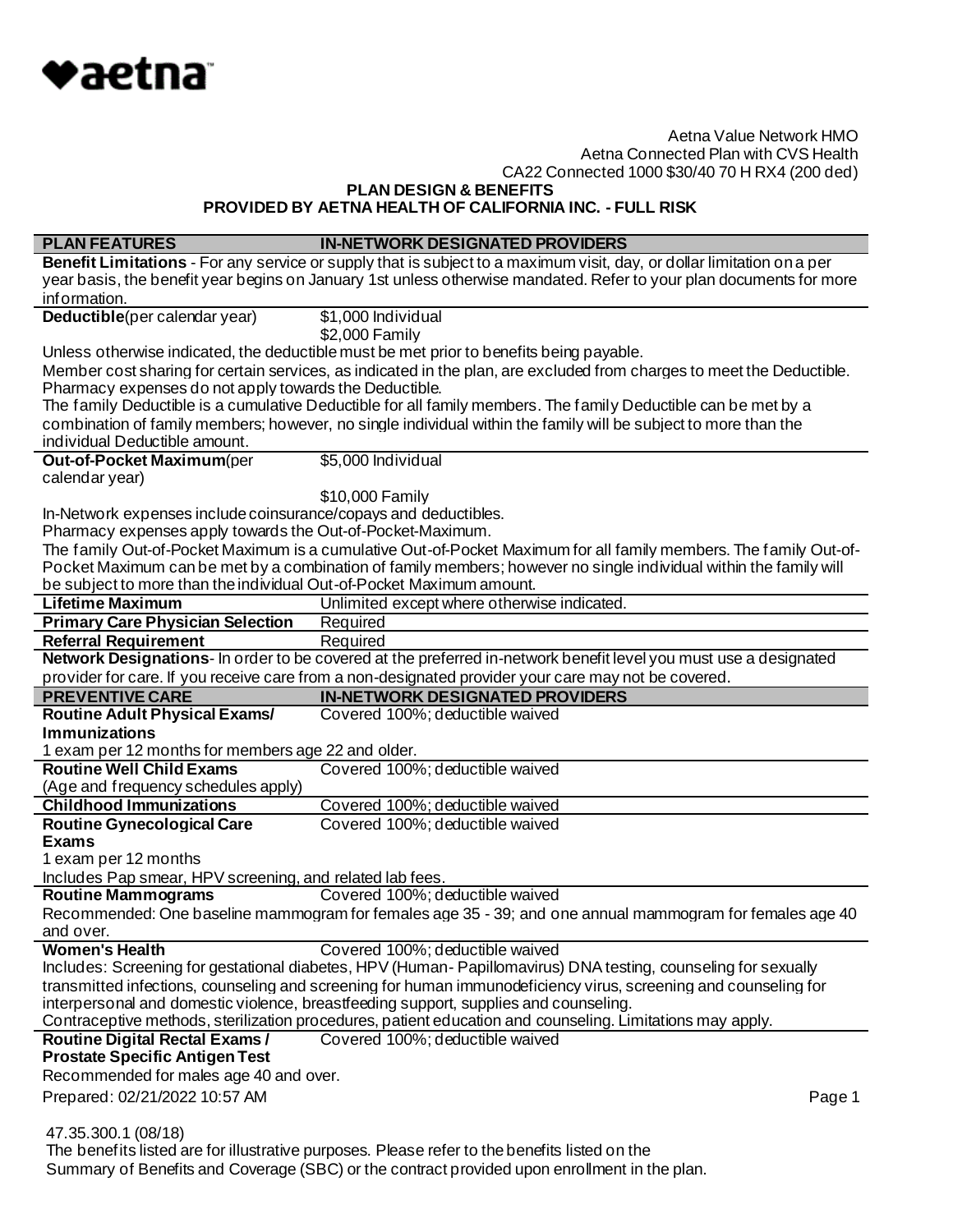♥aetna

Aetna Value Network HMO
Aetna Connected Plan with CVS Health
CA22 Connected 1000 $30/40 70 H RX4 (200 ded)

**PLAN DESIGN & BENEFITS**
**PROVIDED BY AETNA HEALTH OF CALIFORNIA INC. - FULL RISK**

| PLAN FEATURES | IN-NETWORK DESIGNATED PROVIDERS |
|---|---|
| **Benefit Limitations** - For any service or supply that is subject to a maximum visit, day, or dollar limitation on a per year basis, the benefit year begins on January 1st unless otherwise mandated. Refer to your plan documents for more information. | |
| **Deductible**(per calendar year) | $1,000 Individual<br>$2,000 Family |
| Unless otherwise indicated, the deductible must be met prior to benefits being payable.<br>Member cost sharing for certain services, as indicated in the plan, are excluded from charges to meet the Deductible.<br>Pharmacy expenses do not apply towards the Deductible.<br>The family Deductible is a cumulative Deductible for all family members. The family Deductible can be met by a combination of family members; however, no single individual within the family will be subject to more than the individual Deductible amount. | |
| **Out-of-Pocket Maximum**(per calendar year) | $5,000 Individual<br>$10,000 Family |
| In-Network expenses include coinsurance/copays and deductibles.<br>Pharmacy expenses apply towards the Out-of-Pocket-Maximum.<br>The family Out-of-Pocket Maximum is a cumulative Out-of-Pocket Maximum for all family members. The family Out-of-Pocket Maximum can be met by a combination of family members; however no single individual within the family will be subject to more than the individual Out-of-Pocket Maximum amount. | |
| **Lifetime Maximum** | Unlimited except where otherwise indicated. |
| **Primary Care Physician Selection** | Required |
| **Referral Requirement** | Required |
| **Network Designations**- In order to be covered at the preferred in-network benefit level you must use a designated provider for care. If you receive care from a non-designated provider your care may not be covered. | |
| **PREVENTIVE CARE** | **IN-NETWORK DESIGNATED PROVIDERS** |
| **Routine Adult Physical Exams/ Immunizations** | Covered 100%; deductible waived |
| 1 exam per 12 months for members age 22 and older. | |
| **Routine Well Child Exams**<br>(Age and frequency schedules apply) | Covered 100%; deductible waived |
| **Childhood Immunizations** | Covered 100%; deductible waived |
| **Routine Gynecological Care Exams** | Covered 100%; deductible waived |
| 1 exam per 12 months<br>Includes Pap smear, HPV screening, and related lab fees. | |
| **Routine Mammograms** | Covered 100%; deductible waived |
| Recommended: One baseline mammogram for females age 35 - 39; and one annual mammogram for females age 40 and over. | |
| **Women's Health** | Covered 100%; deductible waived |
| Includes: Screening for gestational diabetes, HPV (Human- Papillomavirus) DNA testing, counseling for sexually transmitted infections, counseling and screening for human immunodeficiency virus, screening and counseling for interpersonal and domestic violence, breastfeeding support, supplies and counseling.<br>Contraceptive methods, sterilization procedures, patient education and counseling. Limitations may apply. | |
| **Routine Digital Rectal Exams / Prostate Specific Antigen Test** | Covered 100%; deductible waived |
| Recommended for males age 40 and over. | |

Prepared: 02/21/2022 10:57 AM

47.35.300.1 (08/18)
The benefits listed are for illustrative purposes. Please refer to the benefits listed on the Summary of Benefits and Coverage (SBC) or the contract provided upon enrollment in the plan.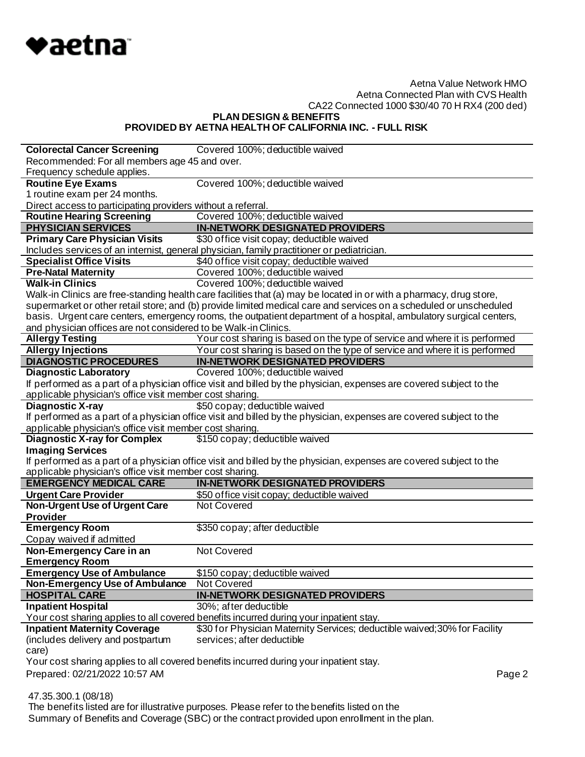Aetna Value Network HMO
Aetna Connected Plan with CVS Health
CA22 Connected 1000 $30/40 70 H RX4 (200 ded)

**PLAN DESIGN & BENEFITS**
**PROVIDED BY AETNA HEALTH OF CALIFORNIA INC. - FULL RISK**

| | |
|---|---|
| **Colorectal Cancer Screening** | Covered 100%; deductible waived |
| Recommended: For all members age 45 and over. Frequency schedule applies. | |
| **Routine Eye Exams** | Covered 100%; deductible waived |
| 1 routine exam per 24 months. Direct access to participating providers without a referral. | |
| **Routine Hearing Screening** | Covered 100%; deductible waived |
| **PHYSICIAN SERVICES** | **IN-NETWORK DESIGNATED PROVIDERS** |
| **Primary Care Physician Visits** | $30 office visit copay; deductible waived |
| Includes services of an internist, general physician, family practitioner or pediatrician. | |
| **Specialist Office Visits** | $40 office visit copay; deductible waived |
| **Pre-Natal Maternity** | Covered 100%; deductible waived |
| **Walk-in Clinics** | Covered 100%; deductible waived |
| Walk-in Clinics are free-standing health care facilities that (a) may be located in or with a pharmacy, drug store, supermarket or other retail store; and (b) provide limited medical care and services on a scheduled or unscheduled basis. Urgent care centers, emergency rooms, the outpatient department of a hospital, ambulatory surgical centers, and physician offices are not considered to be Walk-in Clinics. | |
| **Allergy Testing** | Your cost sharing is based on the type of service and where it is performed |
| **Allergy Injections** | Your cost sharing is based on the type of service and where it is performed |
| **DIAGNOSTIC PROCEDURES** | **IN-NETWORK DESIGNATED PROVIDERS** |
| **Diagnostic Laboratory** | Covered 100%; deductible waived |
| If performed as a part of a physician office visit and billed by the physician, expenses are covered subject to the applicable physician's office visit member cost sharing. | |
| **Diagnostic X-ray** | $50 copay; deductible waived |
| If performed as a part of a physician office visit and billed by the physician, expenses are covered subject to the applicable physician's office visit member cost sharing. | |
| **Diagnostic X-ray for Complex Imaging Services** | $150 copay; deductible waived |
| If performed as a part of a physician office visit and billed by the physician, expenses are covered subject to the applicable physician's office visit member cost sharing. | |
| **EMERGENCY MEDICAL CARE** | **IN-NETWORK DESIGNATED PROVIDERS** |
| **Urgent Care Provider** | $50 office visit copay; deductible waived |
| **Non-Urgent Use of Urgent Care Provider** | Not Covered |
| **Emergency Room** | $350 copay; after deductible |
| Copay waived if admitted | |
| **Non-Emergency Care in an Emergency Room** | Not Covered |
| **Emergency Use of Ambulance** | $150 copay; deductible waived |
| **Non-Emergency Use of Ambulance** | Not Covered |
| **HOSPITAL CARE** | **IN-NETWORK DESIGNATED PROVIDERS** |
| **Inpatient Hospital** | 30%; after deductible |
| Your cost sharing applies to all covered benefits incurred during your inpatient stay. | |
| **Inpatient Maternity Coverage** (includes delivery and postpartum care) | $30 for Physician Maternity Services; deductible waived; 30% for Facility services; after deductible |
| Your cost sharing applies to all covered benefits incurred during your inpatient stay. | |

Prepared: 02/21/2022 10:57 AM

47.35.300.1 (08/18)
The benefits listed are for illustrative purposes. Please refer to the benefits listed on the Summary of Benefits and Coverage (SBC) or the contract provided upon enrollment in the plan.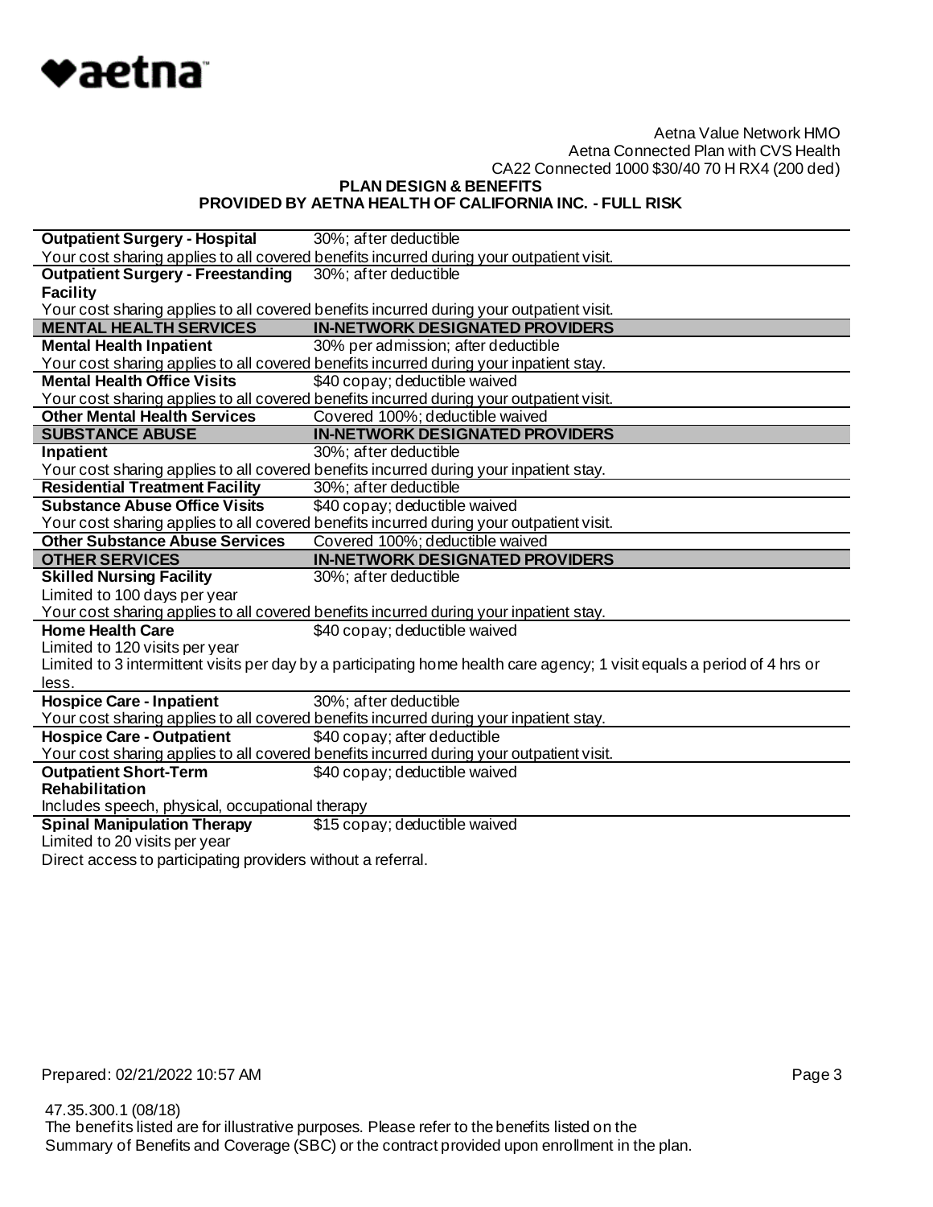Aetna Value Network HMO
Aetna Connected Plan with CVS Health
CA22 Connected 1000 $30/40 70 H RX4 (200 ded)

**PLAN DESIGN & BENEFITS**
**PROVIDED BY AETNA HEALTH OF CALIFORNIA INC. - FULL RISK**

| | |
|---|---|
| **Outpatient Surgery - Hospital** | 30%; after deductible |
| Your cost sharing applies to all covered benefits incurred during your outpatient visit. | |
| **Outpatient Surgery - Freestanding Facility** | 30%; after deductible |
| Your cost sharing applies to all covered benefits incurred during your outpatient visit. | |
| **MENTAL HEALTH SERVICES** | **IN-NETWORK DESIGNATED PROVIDERS** |
| **Mental Health Inpatient** | 30% per admission; after deductible |
| Your cost sharing applies to all covered benefits incurred during your inpatient stay. | |
| **Mental Health Office Visits** | $40 copay; deductible waived |
| Your cost sharing applies to all covered benefits incurred during your outpatient visit. | |
| **Other Mental Health Services** | Covered 100%; deductible waived |
| **SUBSTANCE ABUSE** | **IN-NETWORK DESIGNATED PROVIDERS** |
| **Inpatient** | 30%; after deductible |
| Your cost sharing applies to all covered benefits incurred during your inpatient stay. | |
| **Residential Treatment Facility** | 30%; after deductible |
| **Substance Abuse Office Visits** | $40 copay; deductible waived |
| Your cost sharing applies to all covered benefits incurred during your outpatient visit. | |
| **Other Substance Abuse Services** | Covered 100%; deductible waived |
| **OTHER SERVICES** | **IN-NETWORK DESIGNATED PROVIDERS** |
| **Skilled Nursing Facility** | 30%; after deductible |
| Limited to 100 days per year | |
| Your cost sharing applies to all covered benefits incurred during your inpatient stay. | |
| **Home Health Care** | $40 copay; deductible waived |
| Limited to 120 visits per year | |
| Limited to 3 intermittent visits per day by a participating home health care agency; 1 visit equals a period of 4 hrs or less. | |
| **Hospice Care - Inpatient** | 30%; after deductible |
| Your cost sharing applies to all covered benefits incurred during your inpatient stay. | |
| **Hospice Care - Outpatient** | $40 copay; after deductible |
| Your cost sharing applies to all covered benefits incurred during your outpatient visit. | |
| **Outpatient Short-Term Rehabilitation** | $40 copay; deductible waived |
| Includes speech, physical, occupational therapy | |
| **Spinal Manipulation Therapy** | $15 copay; deductible waived |
| Limited to 20 visits per year | |
| Direct access to participating providers without a referral. | |

Prepared: 02/21/2022 10:57 AM

47.35.300.1 (08/18)
The benefits listed are for illustrative purposes. Please refer to the benefits listed on the Summary of Benefits and Coverage (SBC) or the contract provided upon enrollment in the plan.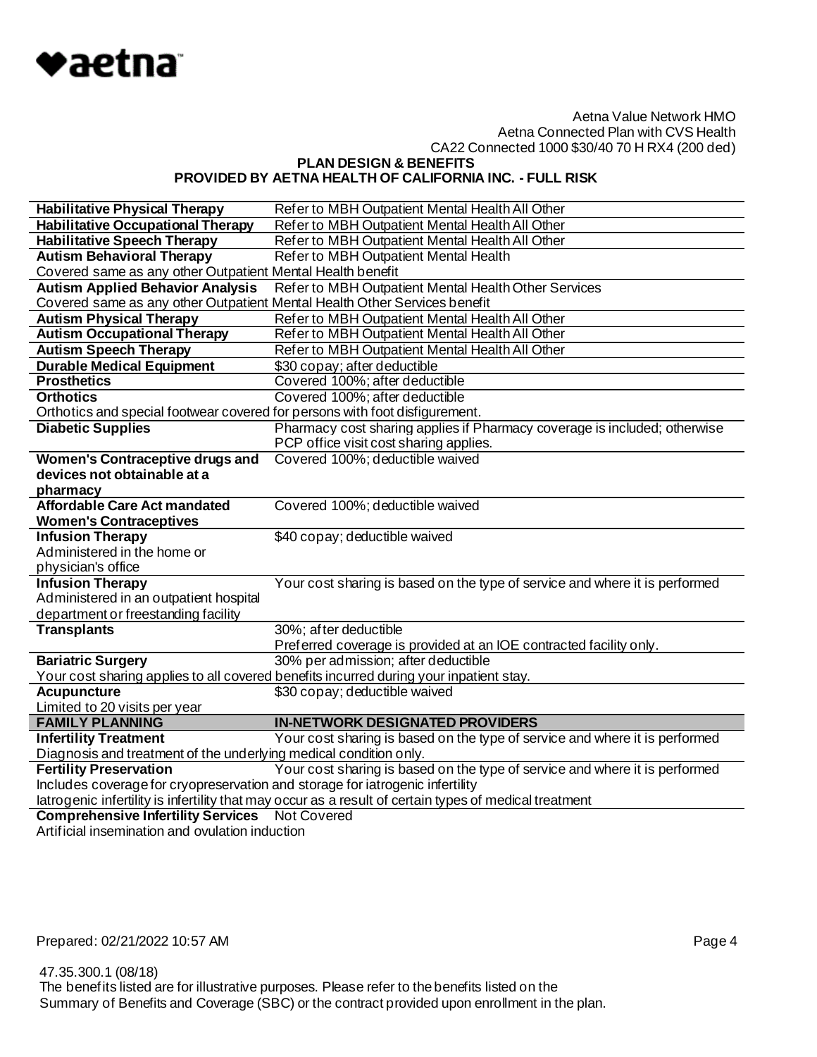Aetna Value Network HMO
Aetna Connected Plan with CVS Health
CA22 Connected 1000 $30/40 70 H RX4 (200 ded)

**PLAN DESIGN & BENEFITS**
**PROVIDED BY AETNA HEALTH OF CALIFORNIA INC. - FULL RISK**

| | |
|---|---|
| **Habilitative Physical Therapy** | Refer to MBH Outpatient Mental Health All Other |
| **Habilitative Occupational Therapy** | Refer to MBH Outpatient Mental Health All Other |
| **Habilitative Speech Therapy** | Refer to MBH Outpatient Mental Health All Other |
| **Autism Behavioral Therapy** | Refer to MBH Outpatient Mental Health |
| Covered same as any other Outpatient Mental Health benefit | |
| **Autism Applied Behavior Analysis** | Refer to MBH Outpatient Mental Health Other Services |
| Covered same as any other Outpatient Mental Health Other Services benefit | |
| **Autism Physical Therapy** | Refer to MBH Outpatient Mental Health All Other |
| **Autism Occupational Therapy** | Refer to MBH Outpatient Mental Health All Other |
| **Autism Speech Therapy** | Refer to MBH Outpatient Mental Health All Other |
| **Durable Medical Equipment** | $30 copay; after deductible |
| **Prosthetics** | Covered 100%; after deductible |
| **Orthotics** | Covered 100%; after deductible |
| Orthotics and special footwear covered for persons with foot disfigurement. | |
| **Diabetic Supplies** | Pharmacy cost sharing applies if Pharmacy coverage is included; otherwise PCP office visit cost sharing applies. |
| **Women's Contraceptive drugs and devices not obtainable at a pharmacy** | Covered 100%; deductible waived |
| **Affordable Care Act mandated Women's Contraceptives** | Covered 100%; deductible waived |
| **Infusion Therapy** Administered in the home or physician's office | $40 copay; deductible waived |
| **Infusion Therapy** Administered in an outpatient hospital department or freestanding facility | Your cost sharing is based on the type of service and where it is performed |
| **Transplants** | 30%; after deductible Preferred coverage is provided at an IOE contracted facility only. |
| **Bariatric Surgery** | 30% per admission; after deductible |
| Your cost sharing applies to all covered benefits incurred during your inpatient stay. | |
| **Acupuncture** Limited to 20 visits per year | $30 copay; deductible waived |
| **FAMILY PLANNING** | **IN-NETWORK DESIGNATED PROVIDERS** |
| **Infertility Treatment** | Your cost sharing is based on the type of service and where it is performed |
| Diagnosis and treatment of the underlying medical condition only. | |
| **Fertility Preservation** | Your cost sharing is based on the type of service and where it is performed |
| Includes coverage for cryopreservation and storage for iatrogenic infertility. Iatrogenic infertility is infertility that may occur as a result of certain types of medical treatment | |
| **Comprehensive Infertility Services** | Not Covered |
| Artificial insemination and ovulation induction | |

Prepared: 02/21/2022 10:57 AM

47.35.300.1 (08/18)
The benefits listed are for illustrative purposes. Please refer to the benefits listed on the Summary of Benefits and Coverage (SBC) or the contract provided upon enrollment in the plan.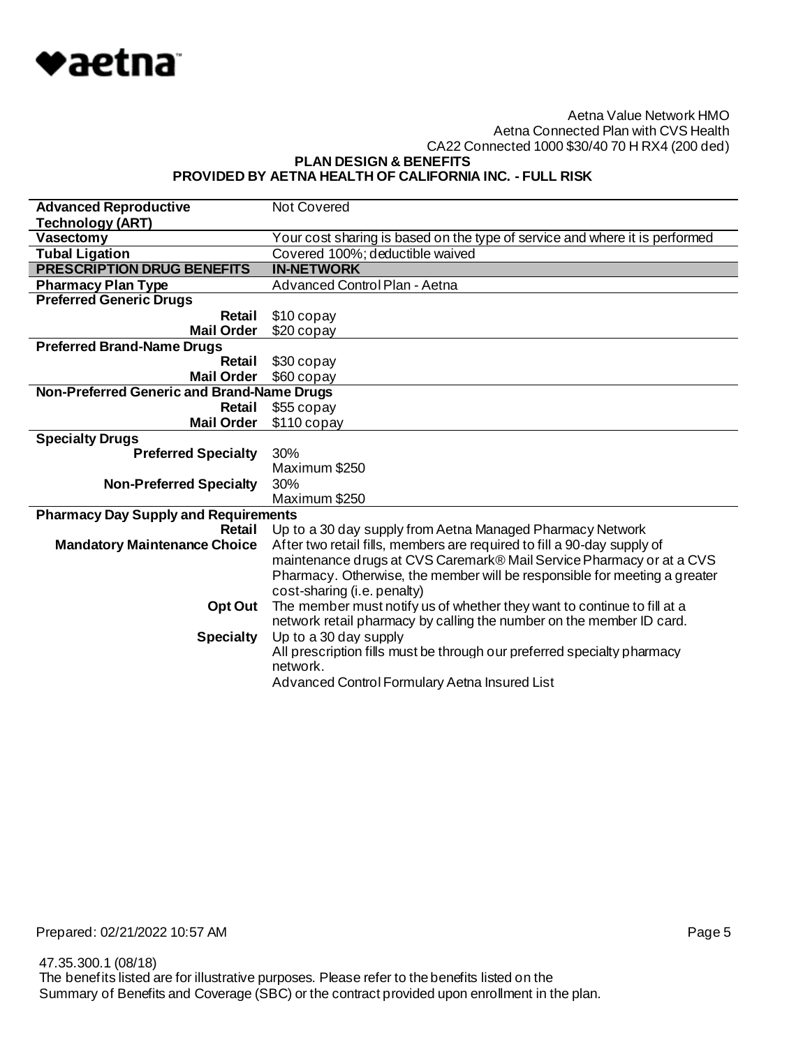Aetna Value Network HMO
Aetna Connected Plan with CVS Health
CA22 Connected 1000 $30/40 70 H RX4 (200 ded)

**PLAN DESIGN & BENEFITS**
**PROVIDED BY AETNA HEALTH OF CALIFORNIA INC. - FULL RISK**

| | |
|---|---|
| **Advanced Reproductive Technology (ART)** | Not Covered |
| **Vasectomy** | Your cost sharing is based on the type of service and where it is performed |
| **Tubal Ligation** | Covered 100%; deductible waived |
| **PRESCRIPTION DRUG BENEFITS** | **IN-NETWORK** |
| **Pharmacy Plan Type** | Advanced Control Plan - Aetna |
| **Preferred Generic Drugs** | |
| **Retail** | $10 copay |
| **Mail Order** | $20 copay |
| **Preferred Brand-Name Drugs** | |
| **Retail** | $30 copay |
| **Mail Order** | $60 copay |
| **Non-Preferred Generic and Brand-Name Drugs** | |
| **Retail** | $55 copay |
| **Mail Order** | $110 copay |
| **Specialty Drugs** | |
| **Preferred Specialty** | 30%<br>Maximum $250 |
| **Non-Preferred Specialty** | 30%<br>Maximum $250 |
| **Pharmacy Day Supply and Requirements** | |
| **Retail** | Up to a 30 day supply from Aetna Managed Pharmacy Network |
| **Mandatory Maintenance Choice** | After two retail fills, members are required to fill a 90-day supply of maintenance drugs at CVS Caremark® Mail Service Pharmacy or at a CVS Pharmacy. Otherwise, the member will be responsible for meeting a greater cost-sharing (i.e. penalty) |
| **Opt Out** | The member must notify us of whether they want to continue to fill at a network retail pharmacy by calling the number on the member ID card. |
| **Specialty** | Up to a 30 day supply<br>All prescription fills must be through our preferred specialty pharmacy network.<br>Advanced Control Formulary Aetna Insured List |

Prepared: 02/21/2022 10:57 AM

47.35.300.1 (08/18)
The benefits listed are for illustrative purposes. Please refer to the benefits listed on the Summary of Benefits and Coverage (SBC) or the contract provided upon enrollment in the plan.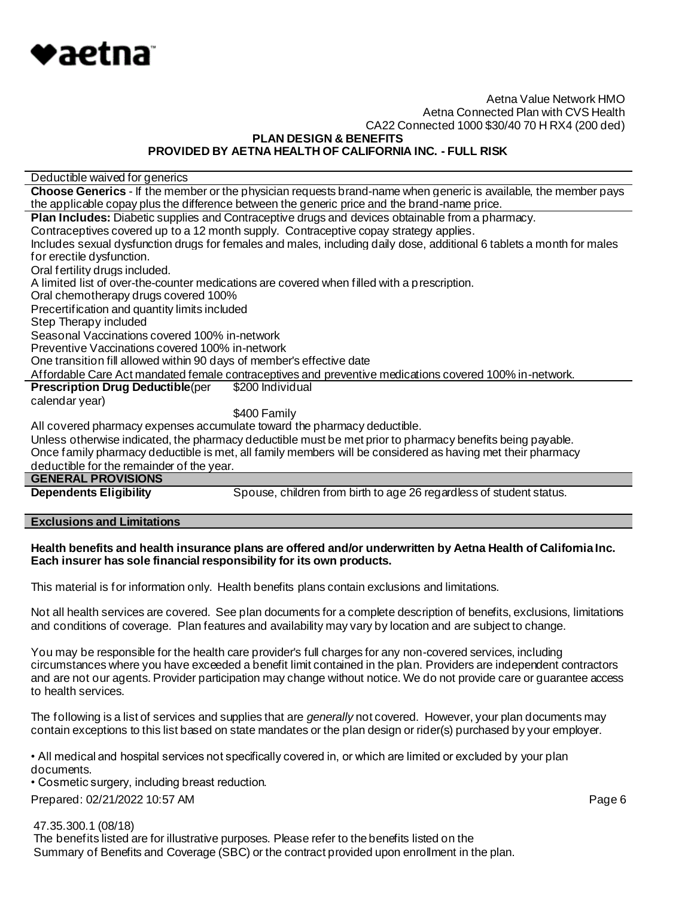Deductible waived for generics

**Choose Generics** - If the member or the physician requests brand-name when generic is available, the member pays the applicable copay plus the difference between the generic price and the brand-name price.

**Plan Includes:** Diabetic supplies and Contraceptive drugs and devices obtainable from a pharmacy.
Contraceptives covered up to a 12 month supply. Contraceptive copay strategy applies.
Includes sexual dysfunction drugs for females and males, including daily dose, additional 6 tablets a month for males for erectile dysfunction.
Oral fertility drugs included.
A limited list of over-the-counter medications are covered when filled with a prescription.
Oral chemotherapy drugs covered 100%
Precertification and quantity limits included
Step Therapy included
Seasonal Vaccinations covered 100% in-network
Preventive Vaccinations covered 100% in-network
One transition fill allowed within 90 days of member's effective date
Affordable Care Act mandated female contraceptives and preventive medications covered 100% in-network.

| **Prescription Drug Deductible** (per calendar year) | \$200 Individual<br>\$400 Family |
|---|---|

All covered pharmacy expenses accumulate toward the pharmacy deductible.
Unless otherwise indicated, the pharmacy deductible must be met prior to pharmacy benefits being payable.
Once family pharmacy deductible is met, all family members will be considered as having met their pharmacy deductible for the remainder of the year.

## GENERAL PROVISIONS

| **Dependents Eligibility** | Spouse, children from birth to age 26 regardless of student status. |
|---|---|

## Exclusions and Limitations

**Health benefits and health insurance plans are offered and/or underwritten by Aetna Health of California Inc. Each insurer has sole financial responsibility for its own products.**

This material is for information only. Health benefits plans contain exclusions and limitations.

Not all health services are covered. See plan documents for a complete description of benefits, exclusions, limitations and conditions of coverage. Plan features and availability may vary by location and are subject to change.

You may be responsible for the health care provider's full charges for any non-covered services, including circumstances where you have exceeded a benefit limit contained in the plan. Providers are independent contractors and are not our agents. Provider participation may change without notice. We do not provide care or guarantee access to health services.

The following is a list of services and supplies that are *generally* not covered. However, your plan documents may contain exceptions to this list based on state mandates or the plan design or rider(s) purchased by your employer.

- All medical and hospital services not specifically covered in, or which are limited or excluded by your plan documents.
- Cosmetic surgery, including breast reduction.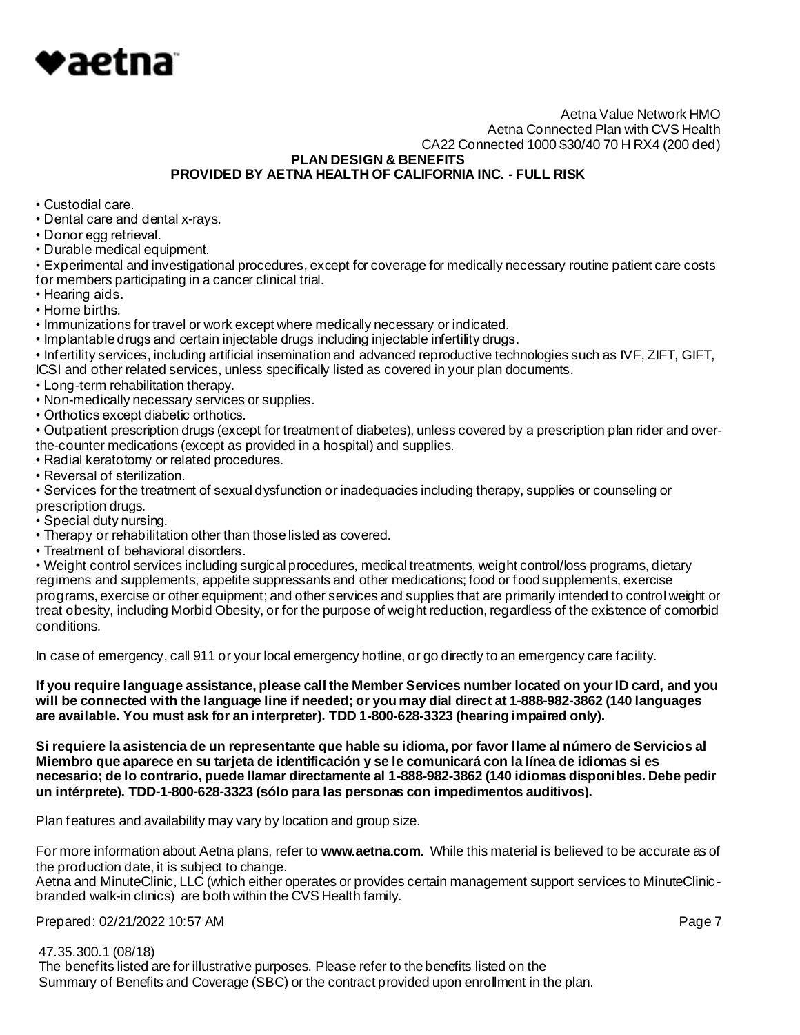- Custodial care.
- Dental care and dental x-rays.
- Donor egg retrieval.
- Durable medical equipment.
- Experimental and investigational procedures, except for coverage for medically necessary routine patient care costs for members participating in a cancer clinical trial.
- Hearing aids.
- Home births.
- Immunizations for travel or work except where medically necessary or indicated.
- Implantable drugs and certain injectable drugs including injectable infertility drugs.
- Infertility services, including artificial insemination and advanced reproductive technologies such as IVF, ZIFT, GIFT, ICSI and other related services, unless specifically listed as covered in your plan documents.
- Long-term rehabilitation therapy.
- Non-medically necessary services or supplies.
- Orthotics except diabetic orthotics.
- Outpatient prescription drugs (except for treatment of diabetes), unless covered by a prescription plan rider and over-the-counter medications (except as provided in a hospital) and supplies.
- Radial keratotomy or related procedures.
- Reversal of sterilization.
- Services for the treatment of sexual dysfunction or inadequacies including therapy, supplies or counseling or prescription drugs.
- Special duty nursing.
- Therapy or rehabilitation other than those listed as covered.
- Treatment of behavioral disorders.
- Weight control services including surgical procedures, medical treatments, weight control/loss programs, dietary regimens and supplements, appetite suppressants and other medications; food or food supplements, exercise programs, exercise or other equipment; and other services and supplies that are primarily intended to control weight or treat obesity, including Morbid Obesity, or for the purpose of weight reduction, regardless of the existence of comorbid conditions.

In case of emergency, call 911 or your local emergency hotline, or go directly to an emergency care facility.

**If you require language assistance, please call the Member Services number located on your ID card, and you will be connected with the language line if needed; or you may dial direct at 1-888-982-3862 (140 languages are available. You must ask for an interpreter). TDD 1-800-628-3323 (hearing impaired only).**

**Si requiere la asistencia de un representante que hable su idioma, por favor llame al número de Servicios al Miembro que aparece en su tarjeta de identificación y se le comunicará con la línea de idiomas si es necesario; de lo contrario, puede llamar directamente al 1-888-982-3862 (140 idiomas disponibles. Debe pedir un intérprete). TDD-1-800-628-3323 (sólo para las personas con impedimentos auditivos).**

Plan features and availability may vary by location and group size.

For more information about Aetna plans, refer to **www.aetna.com.** While this material is believed to be accurate as of the production date, it is subject to change.
Aetna and MinuteClinic, LLC (which either operates or provides certain management support services to MinuteClinic-branded walk-in clinics) are both within the CVS Health family.

Prepared: 02/21/2022 10:57 AM

47.35.300.1 (08/18)
The benefits listed are for illustrative purposes. Please refer to the benefits listed on the Summary of Benefits and Coverage (SBC) or the contract provided upon enrollment in the plan.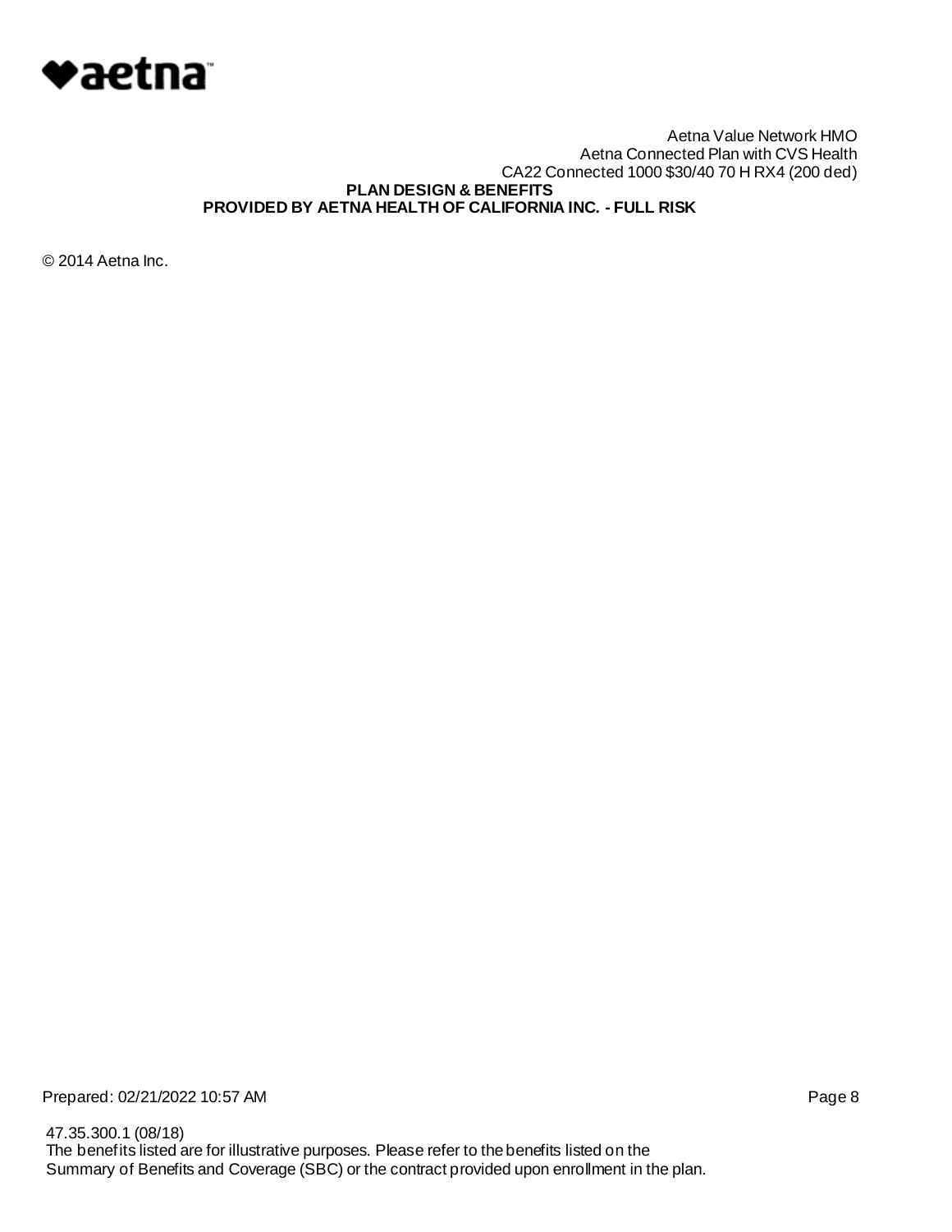© 2014 Aetna Inc.